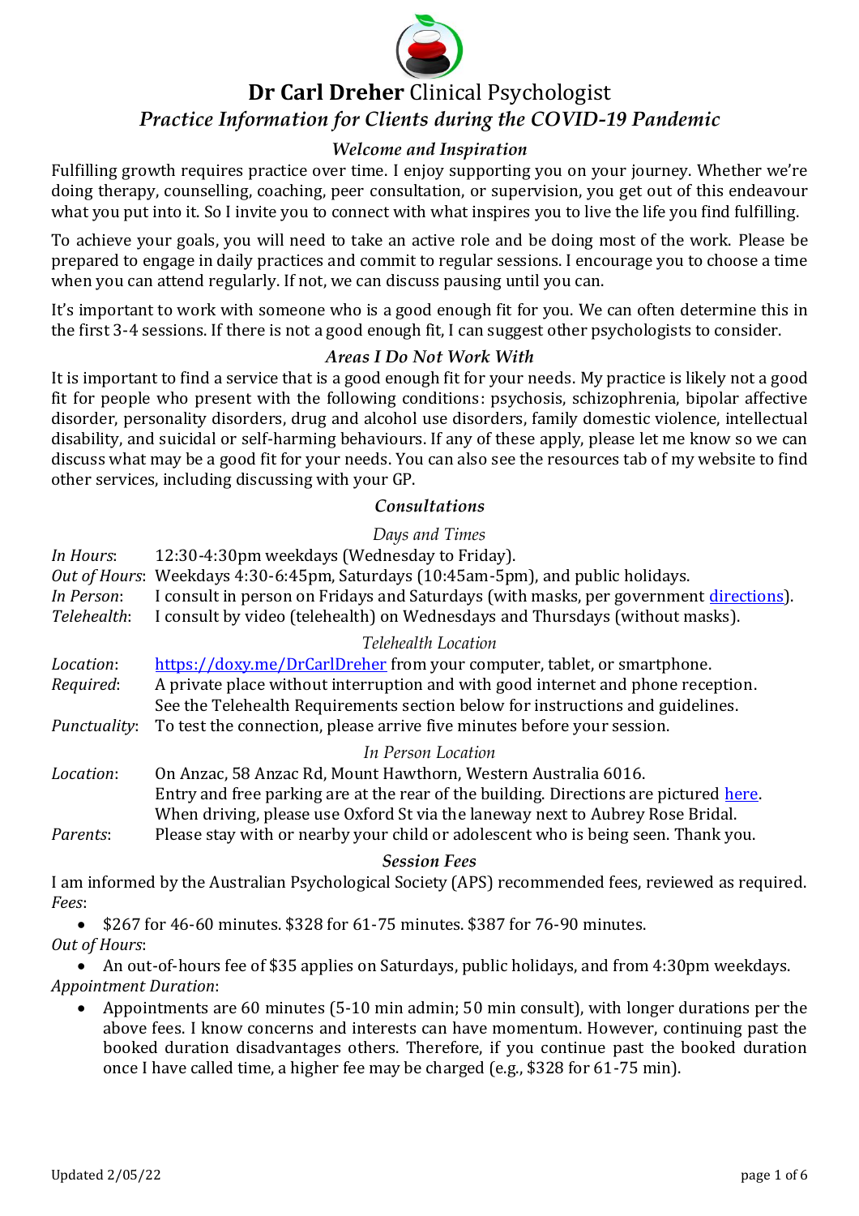# **Dr Carl Dreher** Clinical Psychologist

## *Practice Information for Clients during the COVID-19 Pandemic*

### *Welcome and Inspiration*

Fulfilling growth requires practice over time. I enjoy supporting you on your journey. Whether we're doing therapy, counselling, coaching, peer consultation, or supervision, you get out of this endeavour what you put into it. So I invite you to connect with what inspires you to live the life you find fulfilling.

To achieve your goals, you will need to take an active role and be doing most of the work. Please be prepared to engage in daily practices and commit to regular sessions. I encourage you to choose a time when you can attend regularly. If not, we can discuss pausing until you can.

It's important to work with someone who is a good enough fit for you. We can often determine this in the first 3-4 sessions. If there is not a good enough fit, I can suggest other psychologists to consider.

### *Areas I Do Not Work With*

It is important to find a service that is a good enough fit for your needs. My practice is likely not a good fit for people who present with the following conditions: psychosis, schizophrenia, bipolar affective disorder, personality disorders, drug and alcohol use disorders, family domestic violence, intellectual disability, and suicidal or self-harming behaviours. If any of these apply, please let me know so we can discuss what may be a good fit for your needs. You can also see the resources tab of my website to find other services, including discussing with your GP.

### *Consultations*

#### *Days and Times*

*In Hours*: 12:30-4:30pm weekdays (Wednesday to Friday).
*Out of Hours*: Weekdays 4:30-6:45pm, Saturdays (10:45am-5pm), and public holidays.
*In Person*: I consult in person on Fridays and Saturdays (with masks, per government directions).
*Telehealth*: I consult by video (telehealth) on Wednesdays and Thursdays (without masks).

#### *Telehealth Location*

*Location*: https://doxy.me/DrCarlDreher from your computer, tablet, or smartphone.
*Required*: A private place without interruption and with good internet and phone reception. See the Telehealth Requirements section below for instructions and guidelines.
*Punctuality*: To test the connection, please arrive five minutes before your session.

#### *In Person Location*

*Location*: On Anzac, 58 Anzac Rd, Mount Hawthorn, Western Australia 6016. Entry and free parking are at the rear of the building. Directions are pictured here. When driving, please use Oxford St via the laneway next to Aubrey Rose Bridal.
*Parents*: Please stay with or nearby your child or adolescent who is being seen. Thank you.

### *Session Fees*

I am informed by the Australian Psychological Society (APS) recommended fees, reviewed as required.

*Fees*:

- $267 for 46-60 minutes. $328 for 61-75 minutes. $387 for 76-90 minutes.

*Out of Hours*:

- An out-of-hours fee of $35 applies on Saturdays, public holidays, and from 4:30pm weekdays.

*Appointment Duration*:

- Appointments are 60 minutes (5-10 min admin; 50 min consult), with longer durations per the above fees. I know concerns and interests can have momentum. However, continuing past the booked duration disadvantages others. Therefore, if you continue past the booked duration once I have called time, a higher fee may be charged (e.g., $328 for 61-75 min).

Updated 2/05/22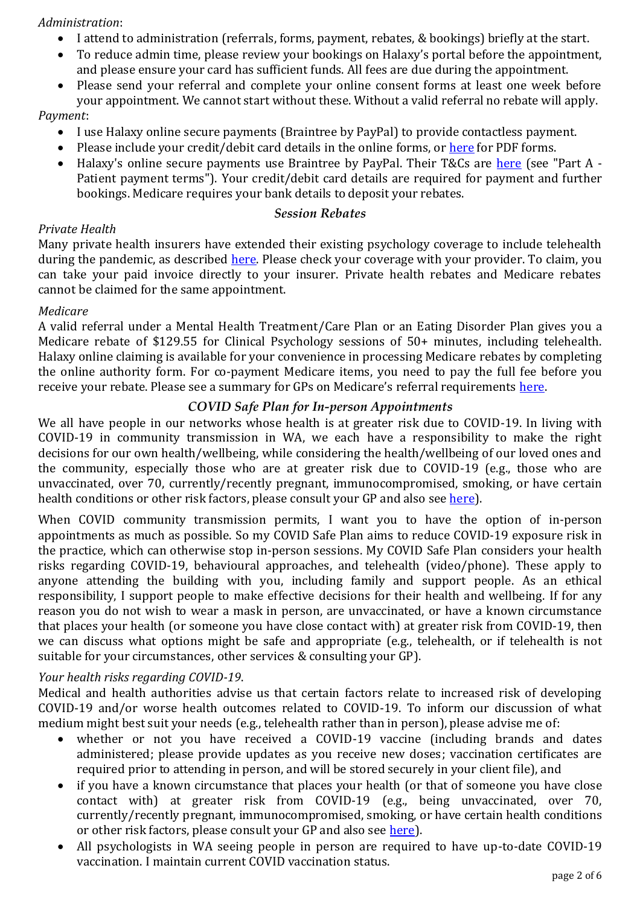*Administration*:

- I attend to administration (referrals, forms, payment, rebates, & bookings) briefly at the start.
- To reduce admin time, please review your bookings on Halaxy's portal before the appointment, and please ensure your card has sufficient funds. All fees are due during the appointment.
- Please send your referral and complete your online consent forms at least one week before your appointment. We cannot start without these. Without a valid referral no rebate will apply.

*Payment*:

- I use Halaxy online secure payments (Braintree by PayPal) to provide contactless payment.
- Please include your credit/debit card details in the online forms, or here for PDF forms.
- Halaxy's online secure payments use Braintree by PayPal. Their T&Cs are here (see "Part A - Patient payment terms"). Your credit/debit card details are required for payment and further bookings. Medicare requires your bank details to deposit your rebates.

### *Session Rebates*

*Private Health*

Many private health insurers have extended their existing psychology coverage to include telehealth during the pandemic, as described here. Please check your coverage with your provider. To claim, you can take your paid invoice directly to your insurer. Private health rebates and Medicare rebates cannot be claimed for the same appointment.

*Medicare*

A valid referral under a Mental Health Treatment/Care Plan or an Eating Disorder Plan gives you a Medicare rebate of $129.55 for Clinical Psychology sessions of 50+ minutes, including telehealth. Halaxy online claiming is available for your convenience in processing Medicare rebates by completing the online authority form. For co-payment Medicare items, you need to pay the full fee before you receive your rebate. Please see a summary for GPs on Medicare's referral requirements here.

### *COVID Safe Plan for In-person Appointments*

We all have people in our networks whose health is at greater risk due to COVID-19. In living with COVID-19 in community transmission in WA, we each have a responsibility to make the right decisions for our own health/wellbeing, while considering the health/wellbeing of our loved ones and the community, especially those who are at greater risk due to COVID-19 (e.g., those who are unvaccinated, over 70, currently/recently pregnant, immunocompromised, smoking, or have certain health conditions or other risk factors, please consult your GP and also see here).

When COVID community transmission permits, I want you to have the option of in-person appointments as much as possible. So my COVID Safe Plan aims to reduce COVID-19 exposure risk in the practice, which can otherwise stop in-person sessions. My COVID Safe Plan considers your health risks regarding COVID-19, behavioural approaches, and telehealth (video/phone). These apply to anyone attending the building with you, including family and support people. As an ethical responsibility, I support people to make effective decisions for their health and wellbeing. If for any reason you do not wish to wear a mask in person, are unvaccinated, or have a known circumstance that places your health (or someone you have close contact with) at greater risk from COVID-19, then we can discuss what options might be safe and appropriate (e.g., telehealth, or if telehealth is not suitable for your circumstances, other services & consulting your GP).

*Your health risks regarding COVID-19*.

Medical and health authorities advise us that certain factors relate to increased risk of developing COVID-19 and/or worse health outcomes related to COVID-19. To inform our discussion of what medium might best suit your needs (e.g., telehealth rather than in person), please advise me of:

- whether or not you have received a COVID-19 vaccine (including brands and dates administered; please provide updates as you receive new doses; vaccination certificates are required prior to attending in person, and will be stored securely in your client file), and
- if you have a known circumstance that places your health (or that of someone you have close contact with) at greater risk from COVID-19 (e.g., being unvaccinated, over 70, currently/recently pregnant, immunocompromised, smoking, or have certain health conditions or other risk factors, please consult your GP and also see here).
- All psychologists in WA seeing people in person are required to have up-to-date COVID-19 vaccination. I maintain current COVID vaccination status.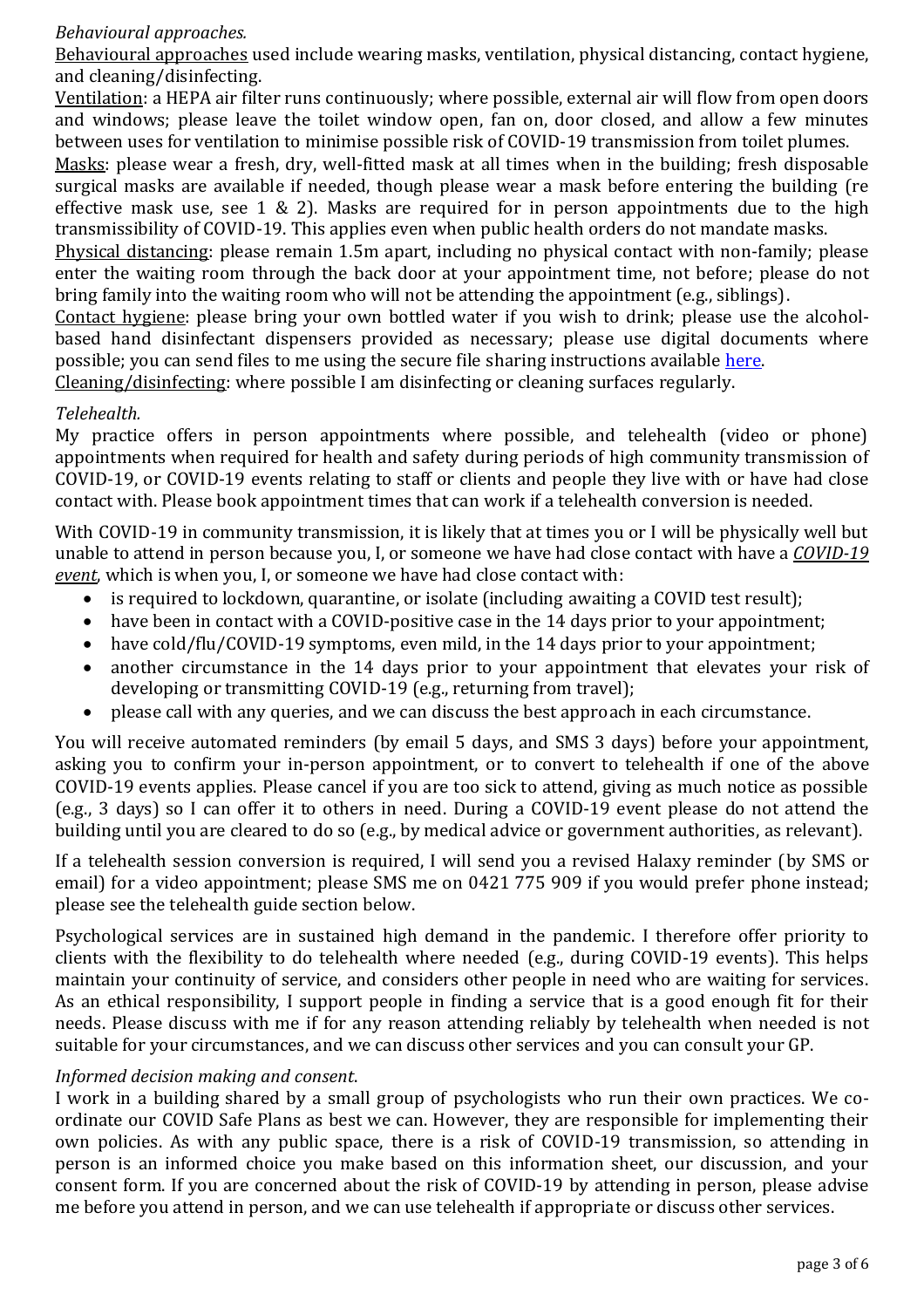*Behavioural approaches.*

Behavioural approaches used include wearing masks, ventilation, physical distancing, contact hygiene, and cleaning/disinfecting.

Ventilation: a HEPA air filter runs continuously; where possible, external air will flow from open doors and windows; please leave the toilet window open, fan on, door closed, and allow a few minutes between uses for ventilation to minimise possible risk of COVID-19 transmission from toilet plumes.

Masks: please wear a fresh, dry, well-fitted mask at all times when in the building; fresh disposable surgical masks are available if needed, though please wear a mask before entering the building (re effective mask use, see 1 & 2). Masks are required for in person appointments due to the high transmissibility of COVID-19. This applies even when public health orders do not mandate masks.

Physical distancing: please remain 1.5m apart, including no physical contact with non-family; please enter the waiting room through the back door at your appointment time, not before; please do not bring family into the waiting room who will not be attending the appointment (e.g., siblings).

Contact hygiene: please bring your own bottled water if you wish to drink; please use the alcohol-based hand disinfectant dispensers provided as necessary; please use digital documents where possible; you can send files to me using the secure file sharing instructions available here.

Cleaning/disinfecting: where possible I am disinfecting or cleaning surfaces regularly.

*Telehealth.*

My practice offers in person appointments where possible, and telehealth (video or phone) appointments when required for health and safety during periods of high community transmission of COVID-19, or COVID-19 events relating to staff or clients and people they live with or have had close contact with. Please book appointment times that can work if a telehealth conversion is needed.

With COVID-19 in community transmission, it is likely that at times you or I will be physically well but unable to attend in person because you, I, or someone we have had close contact with have a ***COVID-19 event***, which is when you, I, or someone we have had close contact with:

- is required to lockdown, quarantine, or isolate (including awaiting a COVID test result);
- have been in contact with a COVID-positive case in the 14 days prior to your appointment;
- have cold/flu/COVID-19 symptoms, even mild, in the 14 days prior to your appointment;
- another circumstance in the 14 days prior to your appointment that elevates your risk of developing or transmitting COVID-19 (e.g., returning from travel);
- please call with any queries, and we can discuss the best approach in each circumstance.

You will receive automated reminders (by email 5 days, and SMS 3 days) before your appointment, asking you to confirm your in-person appointment, or to convert to telehealth if one of the above COVID-19 events applies. Please cancel if you are too sick to attend, giving as much notice as possible (e.g., 3 days) so I can offer it to others in need. During a COVID-19 event please do not attend the building until you are cleared to do so (e.g., by medical advice or government authorities, as relevant).

If a telehealth session conversion is required, I will send you a revised Halaxy reminder (by SMS or email) for a video appointment; please SMS me on 0421 775 909 if you would prefer phone instead; please see the telehealth guide section below.

Psychological services are in sustained high demand in the pandemic. I therefore offer priority to clients with the flexibility to do telehealth where needed (e.g., during COVID-19 events). This helps maintain your continuity of service, and considers other people in need who are waiting for services. As an ethical responsibility, I support people in finding a service that is a good enough fit for their needs. Please discuss with me if for any reason attending reliably by telehealth when needed is not suitable for your circumstances, and we can discuss other services and you can consult your GP.

*Informed decision making and consent.*

I work in a building shared by a small group of psychologists who run their own practices. We co-ordinate our COVID Safe Plans as best we can. However, they are responsible for implementing their own policies. As with any public space, there is a risk of COVID-19 transmission, so attending in person is an informed choice you make based on this information sheet, our discussion, and your consent form. If you are concerned about the risk of COVID-19 by attending in person, please advise me before you attend in person, and we can use telehealth if appropriate or discuss other services.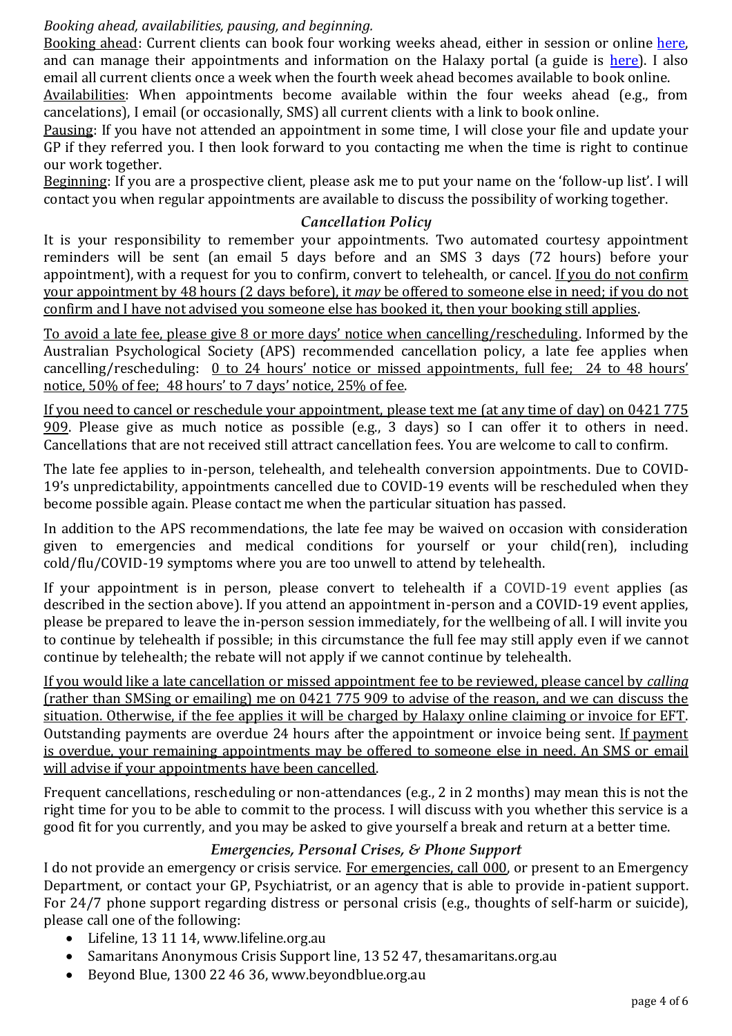*Booking ahead, availabilities, pausing, and beginning.*

<u>Booking ahead</u>: Current clients can book four working weeks ahead, either in session or online <u>here</u>, and can manage their appointments and information on the Halaxy portal (a guide is <u>here</u>). I also email all current clients once a week when the fourth week ahead becomes available to book online.

<u>Availabilities</u>: When appointments become available within the four weeks ahead (e.g., from cancelations), I email (or occasionally, SMS) all current clients with a link to book online.

<u>Pausing</u>: If you have not attended an appointment in some time, I will close your file and update your GP if they referred you. I then look forward to you contacting me when the time is right to continue our work together.

<u>Beginning</u>: If you are a prospective client, please ask me to put your name on the 'follow-up list'. I will contact you when regular appointments are available to discuss the possibility of working together.

### *Cancellation Policy*

It is your responsibility to remember your appointments. Two automated courtesy appointment reminders will be sent (an email 5 days before and an SMS 3 days (72 hours) before your appointment), with a request for you to confirm, convert to telehealth, or cancel. <u>If you do not confirm your appointment by 48 hours (2 days before), it *may* be offered to someone else in need; if you do not confirm and I have not advised you someone else has booked it, then your booking still applies</u>.

<u>To avoid a late fee, please give 8 or more days' notice when cancelling/rescheduling</u>. Informed by the Australian Psychological Society (APS) recommended cancellation policy, a late fee applies when cancelling/rescheduling: <u>0 to 24 hours' notice or missed appointments, full fee; 24 to 48 hours' notice, 50% of fee; 48 hours' to 7 days' notice, 25% of fee</u>.

<u>If you need to cancel or reschedule your appointment, please text me (at any time of day) on 0421 775 909</u>. Please give as much notice as possible (e.g., 3 days) so I can offer it to others in need. Cancellations that are not received still attract cancellation fees. You are welcome to call to confirm.

The late fee applies to in-person, telehealth, and telehealth conversion appointments. Due to COVID-19's unpredictability, appointments cancelled due to COVID-19 events will be rescheduled when they become possible again. Please contact me when the particular situation has passed.

In addition to the APS recommendations, the late fee may be waived on occasion with consideration given to emergencies and medical conditions for yourself or your child(ren), including cold/flu/COVID-19 symptoms where you are too unwell to attend by telehealth.

If your appointment is in person, please convert to telehealth if a COVID-19 event applies (as described in the section above). If you attend an appointment in-person and a COVID-19 event applies, please be prepared to leave the in-person session immediately, for the wellbeing of all. I will invite you to continue by telehealth if possible; in this circumstance the full fee may still apply even if we cannot continue by telehealth; the rebate will not apply if we cannot continue by telehealth.

<u>If you would like a late cancellation or missed appointment fee to be reviewed, please cancel by *calling* (rather than SMSing or emailing) me on 0421 775 909 to advise of the reason, and we can discuss the situation. Otherwise, if the fee applies it will be charged by Halaxy online claiming or invoice for EFT</u>. Outstanding payments are overdue 24 hours after the appointment or invoice being sent. <u>If payment is overdue, your remaining appointments may be offered to someone else in need. An SMS or email will advise if your appointments have been cancelled</u>.

Frequent cancellations, rescheduling or non-attendances (e.g., 2 in 2 months) may mean this is not the right time for you to be able to commit to the process. I will discuss with you whether this service is a good fit for you currently, and you may be asked to give yourself a break and return at a better time.

### *Emergencies, Personal Crises, & Phone Support*

I do not provide an emergency or crisis service. <u>For emergencies, call 000</u>, or present to an Emergency Department, or contact your GP, Psychiatrist, or an agency that is able to provide in-patient support. For 24/7 phone support regarding distress or personal crisis (e.g., thoughts of self-harm or suicide), please call one of the following:

- Lifeline, 13 11 14, www.lifeline.org.au
- Samaritans Anonymous Crisis Support line, 13 52 47, thesamaritans.org.au
- Beyond Blue, 1300 22 46 36, www.beyondblue.org.au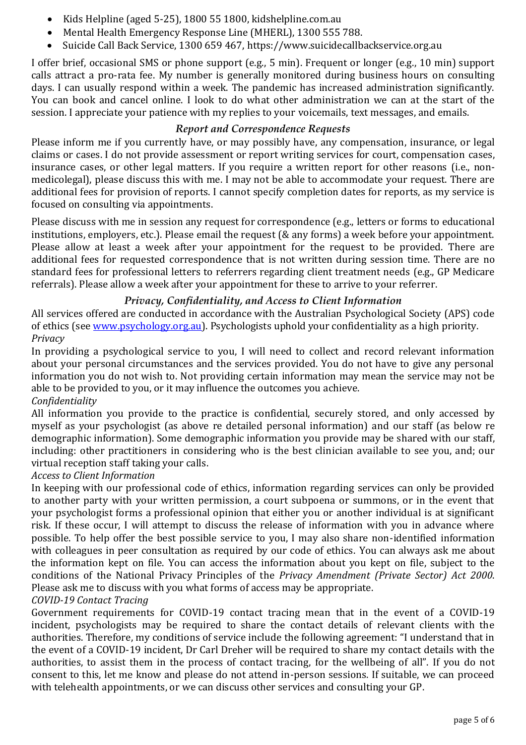- Kids Helpline (aged 5-25), 1800 55 1800, kidshelpline.com.au
- Mental Health Emergency Response Line (MHERL), 1300 555 788.
- Suicide Call Back Service, 1300 659 467, https://www.suicidecallbackservice.org.au

I offer brief, occasional SMS or phone support (e.g., 5 min). Frequent or longer (e.g., 10 min) support calls attract a pro-rata fee. My number is generally monitored during business hours on consulting days. I can usually respond within a week. The pandemic has increased administration significantly. You can book and cancel online. I look to do what other administration we can at the start of the session. I appreciate your patience with my replies to your voicemails, text messages, and emails.

### *Report and Correspondence Requests*

Please inform me if you currently have, or may possibly have, any compensation, insurance, or legal claims or cases. I do not provide assessment or report writing services for court, compensation cases, insurance cases, or other legal matters. If you require a written report for other reasons (i.e., non-medicolegal), please discuss this with me. I may not be able to accommodate your request. There are additional fees for provision of reports. I cannot specify completion dates for reports, as my service is focused on consulting via appointments.

Please discuss with me in session any request for correspondence (e.g., letters or forms to educational institutions, employers, etc.). Please email the request (& any forms) a week before your appointment. Please allow at least a week after your appointment for the request to be provided. There are additional fees for requested correspondence that is not written during session time. There are no standard fees for professional letters to referrers regarding client treatment needs (e.g., GP Medicare referrals). Please allow a week after your appointment for these to arrive to your referrer.

### *Privacy, Confidentiality, and Access to Client Information*

All services offered are conducted in accordance with the Australian Psychological Society (APS) code of ethics (see www.psychology.org.au). Psychologists uphold your confidentiality as a high priority.

*Privacy*

In providing a psychological service to you, I will need to collect and record relevant information about your personal circumstances and the services provided. You do not have to give any personal information you do not wish to. Not providing certain information may mean the service may not be able to be provided to you, or it may influence the outcomes you achieve.

*Confidentiality*

All information you provide to the practice is confidential, securely stored, and only accessed by myself as your psychologist (as above re detailed personal information) and our staff (as below re demographic information). Some demographic information you provide may be shared with our staff, including: other practitioners in considering who is the best clinician available to see you, and; our virtual reception staff taking your calls.

*Access to Client Information*

In keeping with our professional code of ethics, information regarding services can only be provided to another party with your written permission, a court subpoena or summons, or in the event that your psychologist forms a professional opinion that either you or another individual is at significant risk. If these occur, I will attempt to discuss the release of information with you in advance where possible. To help offer the best possible service to you, I may also share non-identified information with colleagues in peer consultation as required by our code of ethics. You can always ask me about the information kept on file. You can access the information about you kept on file, subject to the conditions of the National Privacy Principles of the *Privacy Amendment (Private Sector) Act 2000*. Please ask me to discuss with you what forms of access may be appropriate.

*COVID-19 Contact Tracing*

Government requirements for COVID-19 contact tracing mean that in the event of a COVID-19 incident, psychologists may be required to share the contact details of relevant clients with the authorities. Therefore, my conditions of service include the following agreement: "I understand that in the event of a COVID-19 incident, Dr Carl Dreher will be required to share my contact details with the authorities, to assist them in the process of contact tracing, for the wellbeing of all". If you do not consent to this, let me know and please do not attend in-person sessions. If suitable, we can proceed with telehealth appointments, or we can discuss other services and consulting your GP.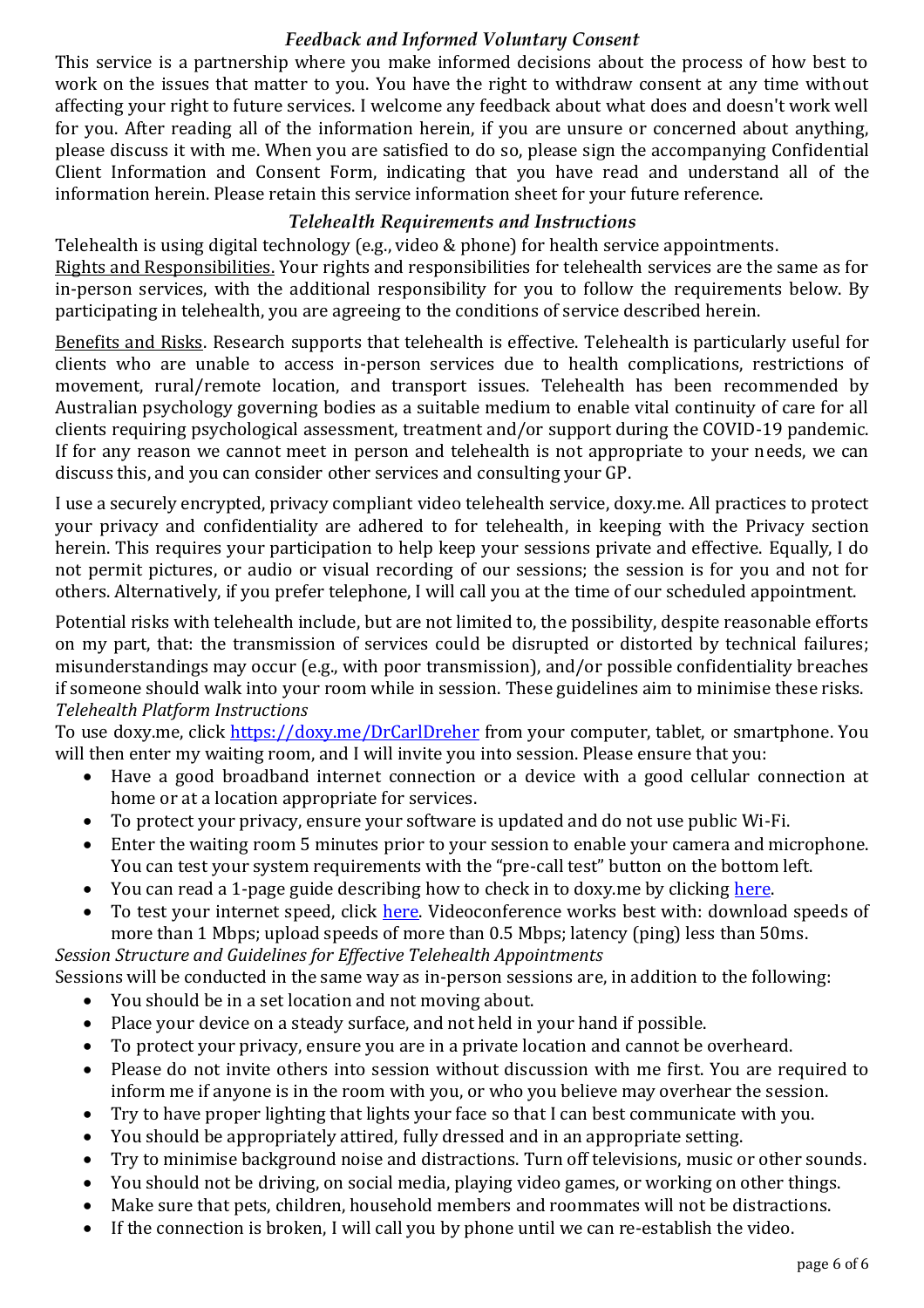## *Feedback and Informed Voluntary Consent*

This service is a partnership where you make informed decisions about the process of how best to work on the issues that matter to you. You have the right to withdraw consent at any time without affecting your right to future services. I welcome any feedback about what does and doesn't work well for you. After reading all of the information herein, if you are unsure or concerned about anything, please discuss it with me. When you are satisfied to do so, please sign the accompanying Confidential Client Information and Consent Form, indicating that you have read and understand all of the information herein. Please retain this service information sheet for your future reference.

## *Telehealth Requirements and Instructions*

Telehealth is using digital technology (e.g., video & phone) for health service appointments.

Rights and Responsibilities. Your rights and responsibilities for telehealth services are the same as for in-person services, with the additional responsibility for you to follow the requirements below. By participating in telehealth, you are agreeing to the conditions of service described herein.

Benefits and Risks. Research supports that telehealth is effective. Telehealth is particularly useful for clients who are unable to access in-person services due to health complications, restrictions of movement, rural/remote location, and transport issues. Telehealth has been recommended by Australian psychology governing bodies as a suitable medium to enable vital continuity of care for all clients requiring psychological assessment, treatment and/or support during the COVID-19 pandemic. If for any reason we cannot meet in person and telehealth is not appropriate to your needs, we can discuss this, and you can consider other services and consulting your GP.

I use a securely encrypted, privacy compliant video telehealth service, doxy.me. All practices to protect your privacy and confidentiality are adhered to for telehealth, in keeping with the Privacy section herein. This requires your participation to help keep your sessions private and effective. Equally, I do not permit pictures, or audio or visual recording of our sessions; the session is for you and not for others. Alternatively, if you prefer telephone, I will call you at the time of our scheduled appointment.

Potential risks with telehealth include, but are not limited to, the possibility, despite reasonable efforts on my part, that: the transmission of services could be disrupted or distorted by technical failures; misunderstandings may occur (e.g., with poor transmission), and/or possible confidentiality breaches if someone should walk into your room while in session. These guidelines aim to minimise these risks.

### *Telehealth Platform Instructions*

To use doxy.me, click [https://doxy.me/DrCarlDreher](https://doxy.me/DrCarlDreher) from your computer, tablet, or smartphone. You will then enter my waiting room, and I will invite you into session. Please ensure that you:

- Have a good broadband internet connection or a device with a good cellular connection at home or at a location appropriate for services.
- To protect your privacy, ensure your software is updated and do not use public Wi-Fi.
- Enter the waiting room 5 minutes prior to your session to enable your camera and microphone. You can test your system requirements with the "pre-call test" button on the bottom left.
- You can read a 1-page guide describing how to check in to doxy.me by clicking here.
- To test your internet speed, click here. Videoconference works best with: download speeds of more than 1 Mbps; upload speeds of more than 0.5 Mbps; latency (ping) less than 50ms.

### *Session Structure and Guidelines for Effective Telehealth Appointments*

Sessions will be conducted in the same way as in-person sessions are, in addition to the following:

- You should be in a set location and not moving about.
- Place your device on a steady surface, and not held in your hand if possible.
- To protect your privacy, ensure you are in a private location and cannot be overheard.
- Please do not invite others into session without discussion with me first. You are required to inform me if anyone is in the room with you, or who you believe may overhear the session.
- Try to have proper lighting that lights your face so that I can best communicate with you.
- You should be appropriately attired, fully dressed and in an appropriate setting.
- Try to minimise background noise and distractions. Turn off televisions, music or other sounds.
- You should not be driving, on social media, playing video games, or working on other things.
- Make sure that pets, children, household members and roommates will not be distractions.
- If the connection is broken, I will call you by phone until we can re-establish the video.